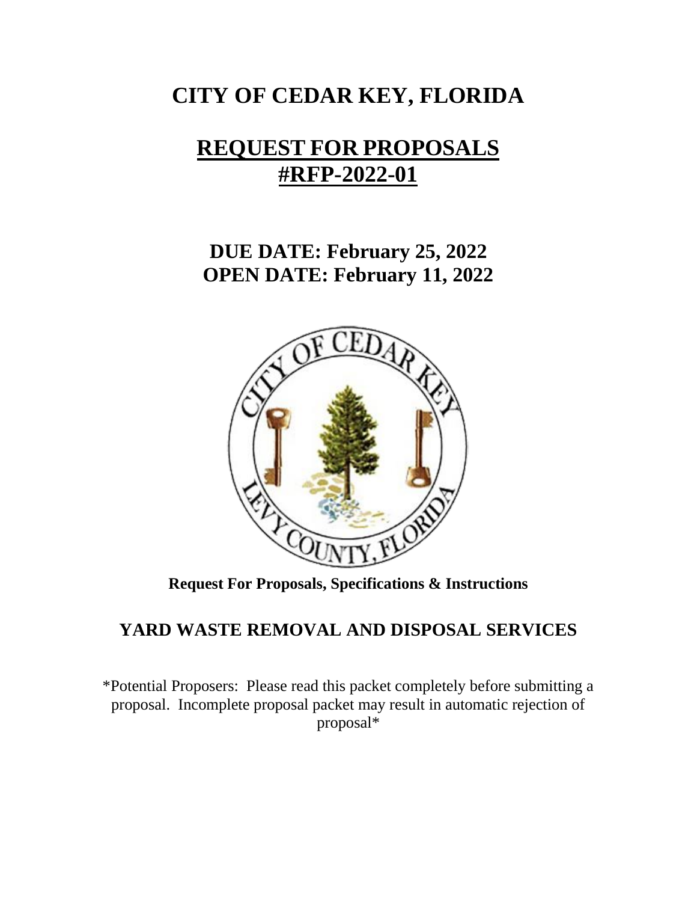# CITY OF CEDAR KEY, FLORIDA

# REQUEST FOR PROPOSALS
# #RFP-2022-01

## DUE DATE: February 25, 2022
## OPEN DATE: February 11, 2022

**Request For Proposals, Specifications & Instructions**

## YARD WASTE REMOVAL AND DISPOSAL SERVICES

*Potential Proposers: Please read this packet completely before submitting a proposal. Incomplete proposal packet may result in automatic rejection of proposal*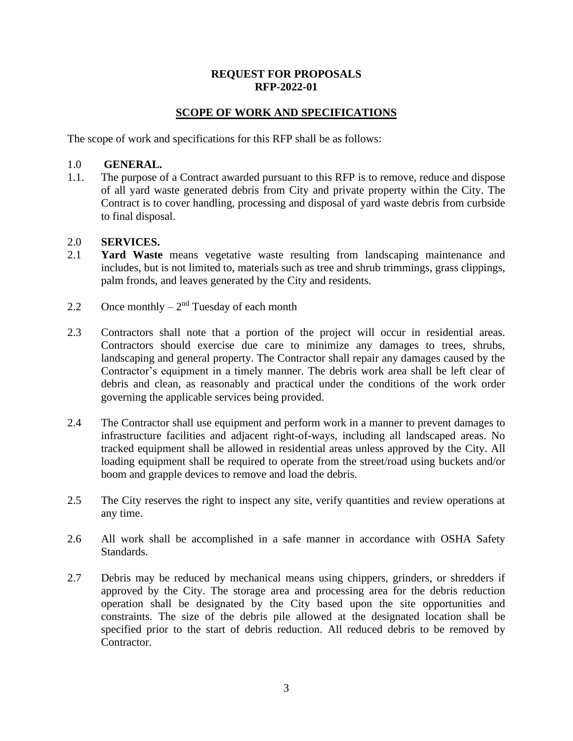**REQUEST FOR PROPOSALS**
**RFP-2022-01**

## SCOPE OF WORK AND SPECIFICATIONS

The scope of work and specifications for this RFP shall be as follows:

1.0 **GENERAL.**

1.1. The purpose of a Contract awarded pursuant to this RFP is to remove, reduce and dispose of all yard waste generated debris from City and private property within the City. The Contract is to cover handling, processing and disposal of yard waste debris from curbside to final disposal.

2.0 **SERVICES.**

2.1 **Yard Waste** means vegetative waste resulting from landscaping maintenance and includes, but is not limited to, materials such as tree and shrub trimmings, grass clippings, palm fronds, and leaves generated by the City and residents.

2.2 Once monthly – 2nd Tuesday of each month

2.3 Contractors shall note that a portion of the project will occur in residential areas. Contractors should exercise due care to minimize any damages to trees, shrubs, landscaping and general property. The Contractor shall repair any damages caused by the Contractor's equipment in a timely manner. The debris work area shall be left clear of debris and clean, as reasonably and practical under the conditions of the work order governing the applicable services being provided.

2.4 The Contractor shall use equipment and perform work in a manner to prevent damages to infrastructure facilities and adjacent right-of-ways, including all landscaped areas. No tracked equipment shall be allowed in residential areas unless approved by the City. All loading equipment shall be required to operate from the street/road using buckets and/or boom and grapple devices to remove and load the debris.

2.5 The City reserves the right to inspect any site, verify quantities and review operations at any time.

2.6 All work shall be accomplished in a safe manner in accordance with OSHA Safety Standards.

2.7 Debris may be reduced by mechanical means using chippers, grinders, or shredders if approved by the City. The storage area and processing area for the debris reduction operation shall be designated by the City based upon the site opportunities and constraints. The size of the debris pile allowed at the designated location shall be specified prior to the start of debris reduction. All reduced debris to be removed by Contractor.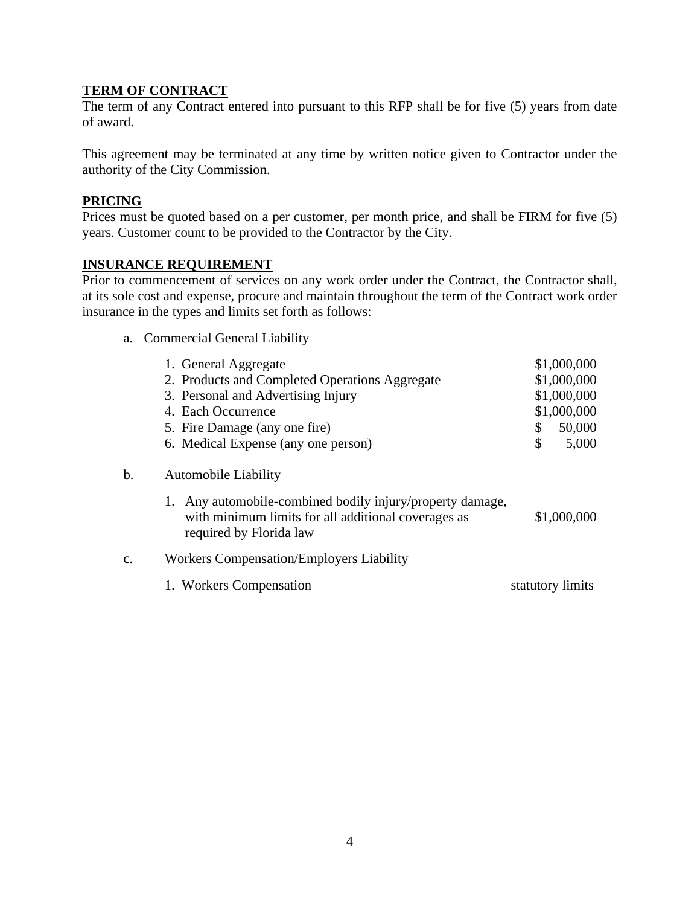**TERM OF CONTRACT**

The term of any Contract entered into pursuant to this RFP shall be for five (5) years from date of award.

This agreement may be terminated at any time by written notice given to Contractor under the authority of the City Commission.

**PRICING**

Prices must be quoted based on a per customer, per month price, and shall be FIRM for five (5) years. Customer count to be provided to the Contractor by the City.

**INSURANCE REQUIREMENT**

Prior to commencement of services on any work order under the Contract, the Contractor shall, at its sole cost and expense, procure and maintain throughout the term of the Contract work order insurance in the types and limits set forth as follows:

a. Commercial General Liability

| | |
|---|---|
| 1. General Aggregate | $1,000,000 |
| 2. Products and Completed Operations Aggregate | $1,000,000 |
| 3. Personal and Advertising Injury | $1,000,000 |
| 4. Each Occurrence | $1,000,000 |
| 5. Fire Damage (any one fire) | $ 50,000 |
| 6. Medical Expense (any one person) | $ 5,000 |

b. Automobile Liability

| | |
|---|---|
| 1. Any automobile-combined bodily injury/property damage, with minimum limits for all additional coverages as required by Florida law | $1,000,000 |

c. Workers Compensation/Employers Liability

| | |
|---|---|
| 1. Workers Compensation | statutory limits |